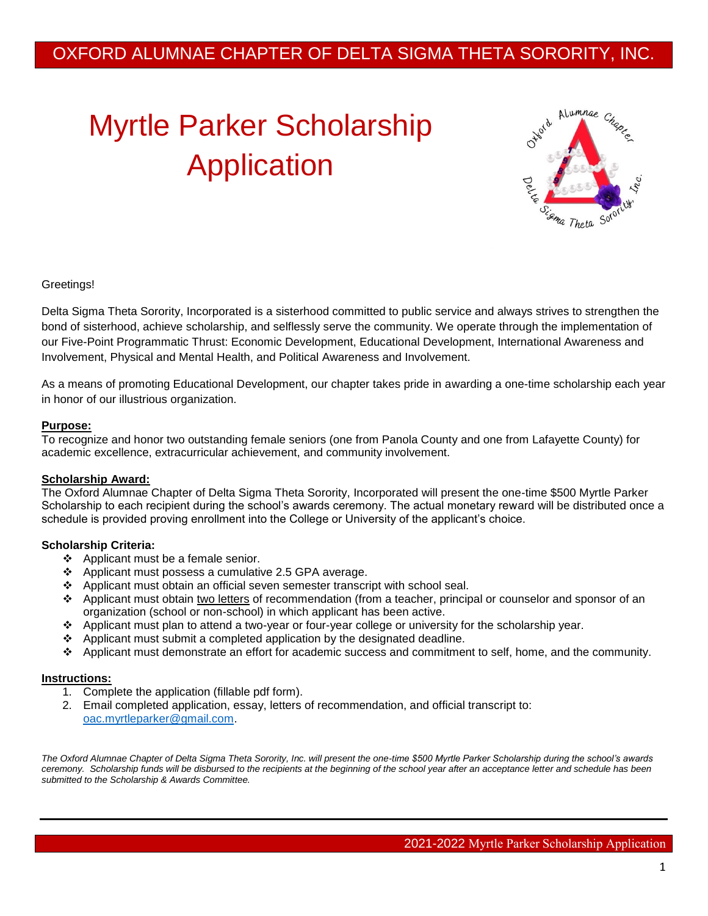OXFORD ALUMNAE CHAPTER OF DELTA SIGMA THETA SORORITY, INC.

# Myrtle Parker Scholarship Application

Greetings!

Delta Sigma Theta Sorority, Incorporated is a sisterhood committed to public service and always strives to strengthen the bond of sisterhood, achieve scholarship, and selflessly serve the community. We operate through the implementation of our Five-Point Programmatic Thrust: Economic Development, Educational Development, International Awareness and Involvement, Physical and Mental Health, and Political Awareness and Involvement.

As a means of promoting Educational Development, our chapter takes pride in awarding a one-time scholarship each year in honor of our illustrious organization.

**Purpose:**

To recognize and honor two outstanding female seniors (one from Panola County and one from Lafayette County) for academic excellence, extracurricular achievement, and community involvement.

**Scholarship Award:**

The Oxford Alumnae Chapter of Delta Sigma Theta Sorority, Incorporated will present the one-time $500 Myrtle Parker Scholarship to each recipient during the school's awards ceremony. The actual monetary reward will be distributed once a schedule is provided proving enrollment into the College or University of the applicant's choice.

**Scholarship Criteria:**

- Applicant must be a female senior.
- Applicant must possess a cumulative 2.5 GPA average.
- Applicant must obtain an official seven semester transcript with school seal.
- Applicant must obtain two letters of recommendation (from a teacher, principal or counselor and sponsor of an organization (school or non-school) in which applicant has been active.
- Applicant must plan to attend a two-year or four-year college or university for the scholarship year.
- Applicant must submit a completed application by the designated deadline.
- Applicant must demonstrate an effort for academic success and commitment to self, home, and the community.

**Instructions:**

1. Complete the application (fillable pdf form).
2. Email completed application, essay, letters of recommendation, and official transcript to: oac.myrtleparker@gmail.com.

*The Oxford Alumnae Chapter of Delta Sigma Theta Sorority, Inc. will present the one-time $500 Myrtle Parker Scholarship during the school's awards ceremony. Scholarship funds will be disbursed to the recipients at the beginning of the school year after an acceptance letter and schedule has been submitted to the Scholarship & Awards Committee.*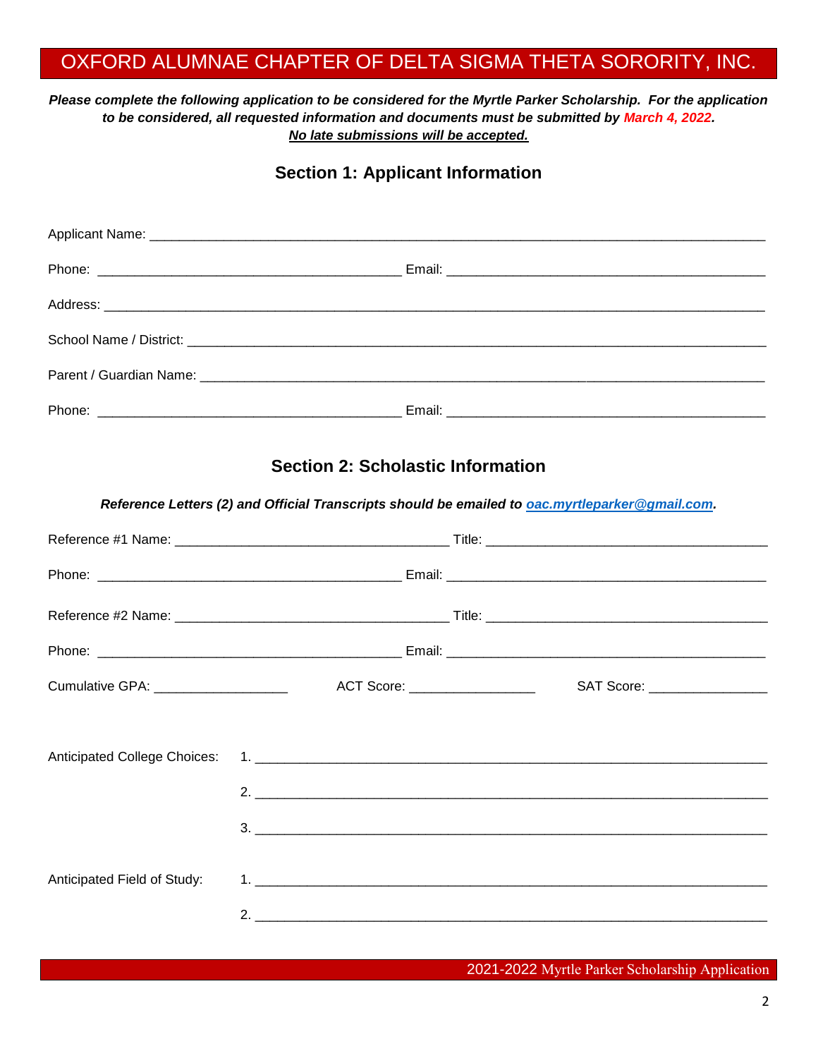# OXFORD ALUMNAE CHAPTER OF DELTA SIGMA THETA SORORITY, INC.

***Please complete the following application to be considered for the Myrtle Parker Scholarship. For the application to be considered, all requested information and documents must be submitted by March 4, 2022.***
***No late submissions will be accepted.***

## Section 1: Applicant Information

Applicant Name: ______________________________________________________________________________

Phone: ________________________________________ Email: __________________________________________

Address: _____________________________________________________________________________________

School Name / District: ________________________________________________________________________

Parent / Guardian Name: _______________________________________________________________________

Phone: ________________________________________ Email: __________________________________________

## Section 2: Scholastic Information

***Reference Letters (2) and Official Transcripts should be emailed to oac.myrtleparker@gmail.com.***

Reference #1 Name: ____________________________________ Title: ______________________________________

Phone: ________________________________________ Email: __________________________________________

Reference #2 Name: ____________________________________ Title: ______________________________________

Phone: ________________________________________ Email: __________________________________________

Cumulative GPA: __________________ ACT Score: _________________ SAT Score: ________________

Anticipated College Choices:
1. ____________________________________________________________________
2. ____________________________________________________________________
3. ____________________________________________________________________

Anticipated Field of Study:
1. ____________________________________________________________________
2. ____________________________________________________________________

2021-2022 Myrtle Parker Scholarship Application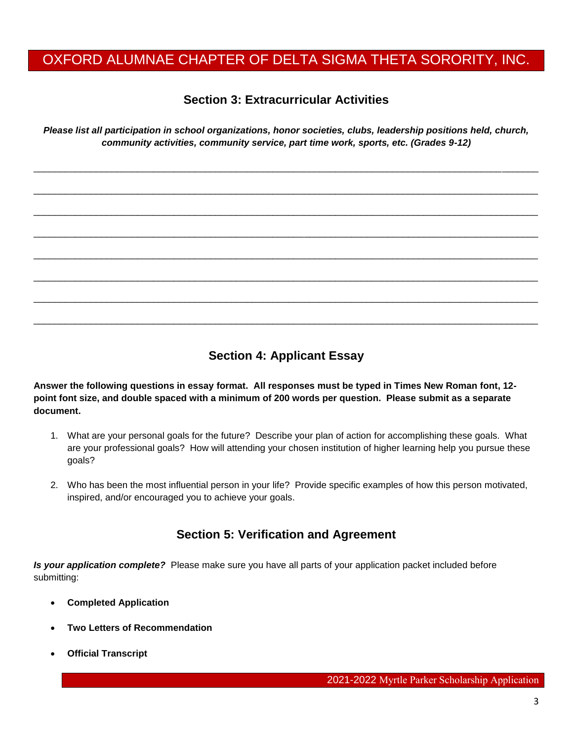# OXFORD ALUMNAE CHAPTER OF DELTA SIGMA THETA SORORITY, INC.

## Section 3: Extracurricular Activities

***Please list all participation in school organizations, honor societies, clubs, leadership positions held, church, community activities, community service, part time work, sports, etc. (Grades 9-12)***

________________________________________________________________________________________

________________________________________________________________________________________

________________________________________________________________________________________

________________________________________________________________________________________

________________________________________________________________________________________

________________________________________________________________________________________

________________________________________________________________________________________

________________________________________________________________________________________

## Section 4: Applicant Essay

**Answer the following questions in essay format. All responses must be typed in Times New Roman font, 12-point font size, and double spaced with a minimum of 200 words per question. Please submit as a separate document.**

1. What are your personal goals for the future? Describe your plan of action for accomplishing these goals. What are your professional goals? How will attending your chosen institution of higher learning help you pursue these goals?

2. Who has been the most influential person in your life? Provide specific examples of how this person motivated, inspired, and/or encouraged you to achieve your goals.

## Section 5: Verification and Agreement

***Is your application complete?*** Please make sure you have all parts of your application packet included before submitting:

- **Completed Application**
- **Two Letters of Recommendation**
- **Official Transcript**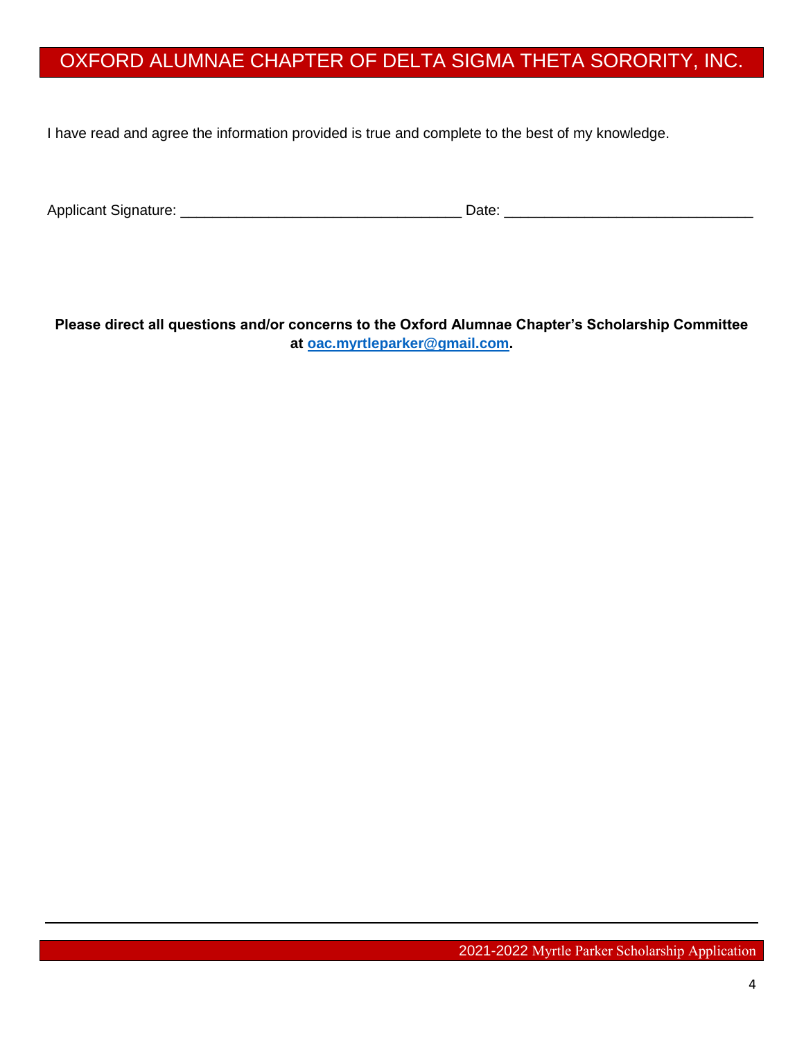I have read and agree the information provided is true and complete to the best of my knowledge.

Applicant Signature: ___________________________________ Date: _______________________________

**Please direct all questions and/or concerns to the Oxford Alumnae Chapter's Scholarship Committee at oac.myrtleparker@gmail.com.**